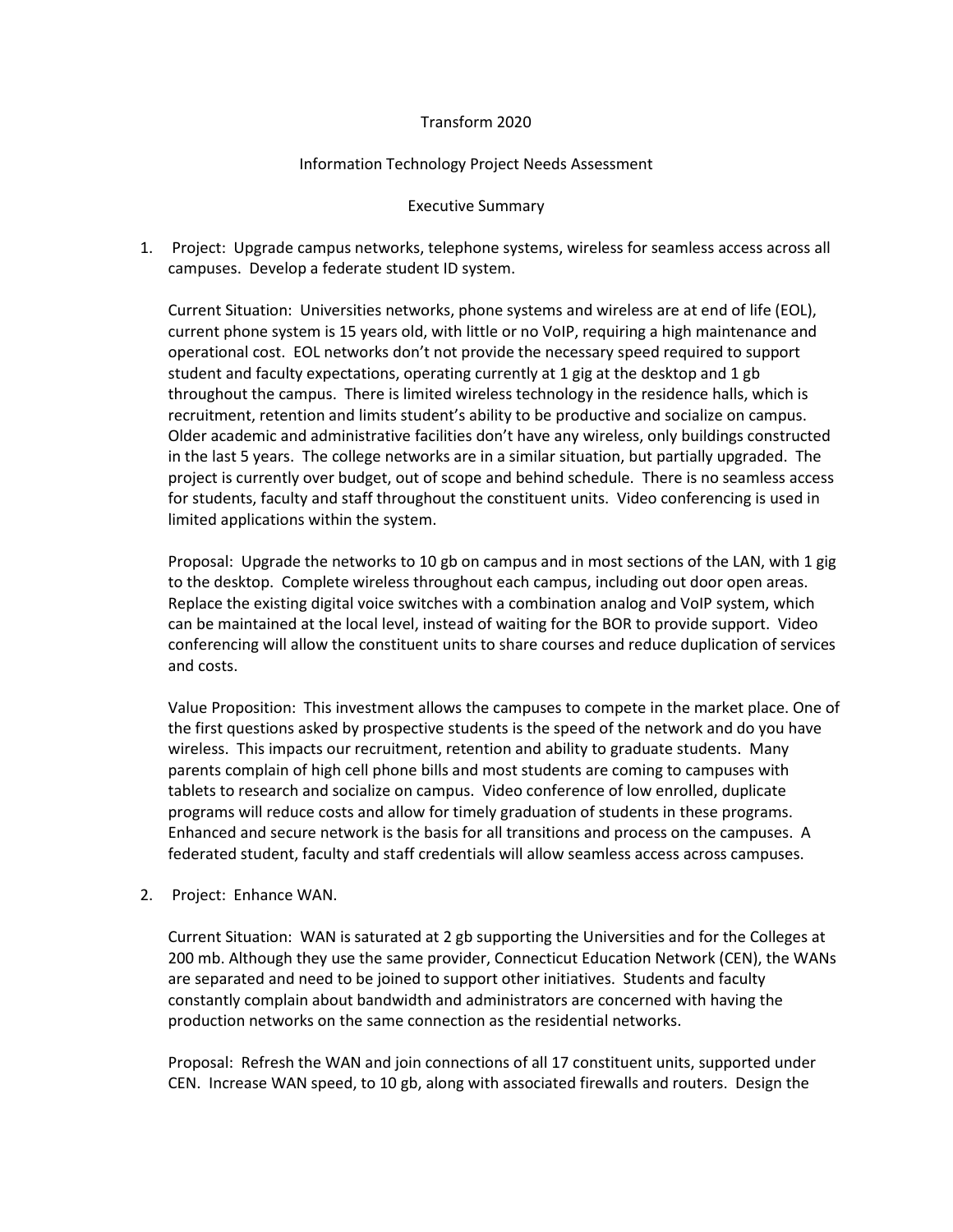Transform 2020

Information Technology Project Needs Assessment

Executive Summary

1. Project: Upgrade campus networks, telephone systems, wireless for seamless access across all campuses. Develop a federate student ID system.

   Current Situation: Universities networks, phone systems and wireless are at end of life (EOL), current phone system is 15 years old, with little or no VoIP, requiring a high maintenance and operational cost. EOL networks don't not provide the necessary speed required to support student and faculty expectations, operating currently at 1 gig at the desktop and 1 gb throughout the campus. There is limited wireless technology in the residence halls, which is recruitment, retention and limits student's ability to be productive and socialize on campus. Older academic and administrative facilities don't have any wireless, only buildings constructed in the last 5 years. The college networks are in a similar situation, but partially upgraded. The project is currently over budget, out of scope and behind schedule. There is no seamless access for students, faculty and staff throughout the constituent units. Video conferencing is used in limited applications within the system.

   Proposal: Upgrade the networks to 10 gb on campus and in most sections of the LAN, with 1 gig to the desktop. Complete wireless throughout each campus, including out door open areas. Replace the existing digital voice switches with a combination analog and VoIP system, which can be maintained at the local level, instead of waiting for the BOR to provide support. Video conferencing will allow the constituent units to share courses and reduce duplication of services and costs.

   Value Proposition: This investment allows the campuses to compete in the market place. One of the first questions asked by prospective students is the speed of the network and do you have wireless. This impacts our recruitment, retention and ability to graduate students. Many parents complain of high cell phone bills and most students are coming to campuses with tablets to research and socialize on campus. Video conference of low enrolled, duplicate programs will reduce costs and allow for timely graduation of students in these programs. Enhanced and secure network is the basis for all transitions and process on the campuses. A federated student, faculty and staff credentials will allow seamless access across campuses.

2. Project: Enhance WAN.

   Current Situation: WAN is saturated at 2 gb supporting the Universities and for the Colleges at 200 mb. Although they use the same provider, Connecticut Education Network (CEN), the WANs are separated and need to be joined to support other initiatives. Students and faculty constantly complain about bandwidth and administrators are concerned with having the production networks on the same connection as the residential networks.

   Proposal: Refresh the WAN and join connections of all 17 constituent units, supported under CEN. Increase WAN speed, to 10 gb, along with associated firewalls and routers. Design the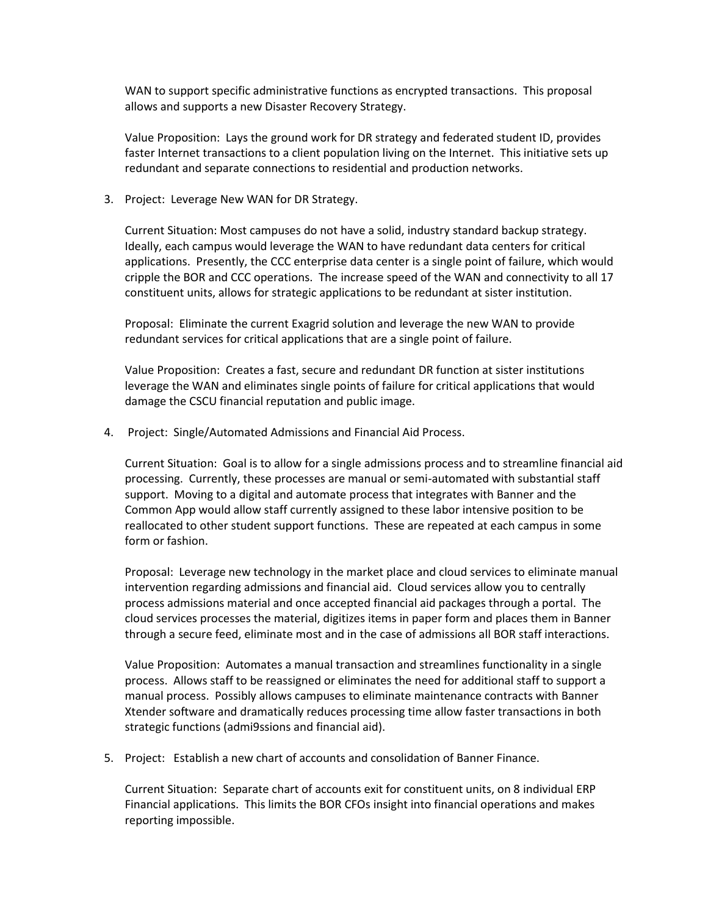WAN to support specific administrative functions as encrypted transactions. This proposal allows and supports a new Disaster Recovery Strategy.

Value Proposition: Lays the ground work for DR strategy and federated student ID, provides faster Internet transactions to a client population living on the Internet. This initiative sets up redundant and separate connections to residential and production networks.

3. Project: Leverage New WAN for DR Strategy.

   Current Situation: Most campuses do not have a solid, industry standard backup strategy. Ideally, each campus would leverage the WAN to have redundant data centers for critical applications. Presently, the CCC enterprise data center is a single point of failure, which would cripple the BOR and CCC operations. The increase speed of the WAN and connectivity to all 17 constituent units, allows for strategic applications to be redundant at sister institution.

   Proposal: Eliminate the current Exagrid solution and leverage the new WAN to provide redundant services for critical applications that are a single point of failure.

   Value Proposition: Creates a fast, secure and redundant DR function at sister institutions leverage the WAN and eliminates single points of failure for critical applications that would damage the CSCU financial reputation and public image.

4. Project: Single/Automated Admissions and Financial Aid Process.

   Current Situation: Goal is to allow for a single admissions process and to streamline financial aid processing. Currently, these processes are manual or semi-automated with substantial staff support. Moving to a digital and automate process that integrates with Banner and the Common App would allow staff currently assigned to these labor intensive position to be reallocated to other student support functions. These are repeated at each campus in some form or fashion.

   Proposal: Leverage new technology in the market place and cloud services to eliminate manual intervention regarding admissions and financial aid. Cloud services allow you to centrally process admissions material and once accepted financial aid packages through a portal. The cloud services processes the material, digitizes items in paper form and places them in Banner through a secure feed, eliminate most and in the case of admissions all BOR staff interactions.

   Value Proposition: Automates a manual transaction and streamlines functionality in a single process. Allows staff to be reassigned or eliminates the need for additional staff to support a manual process. Possibly allows campuses to eliminate maintenance contracts with Banner Xtender software and dramatically reduces processing time allow faster transactions in both strategic functions (admi9ssions and financial aid).

5. Project: Establish a new chart of accounts and consolidation of Banner Finance.

   Current Situation: Separate chart of accounts exit for constituent units, on 8 individual ERP Financial applications. This limits the BOR CFOs insight into financial operations and makes reporting impossible.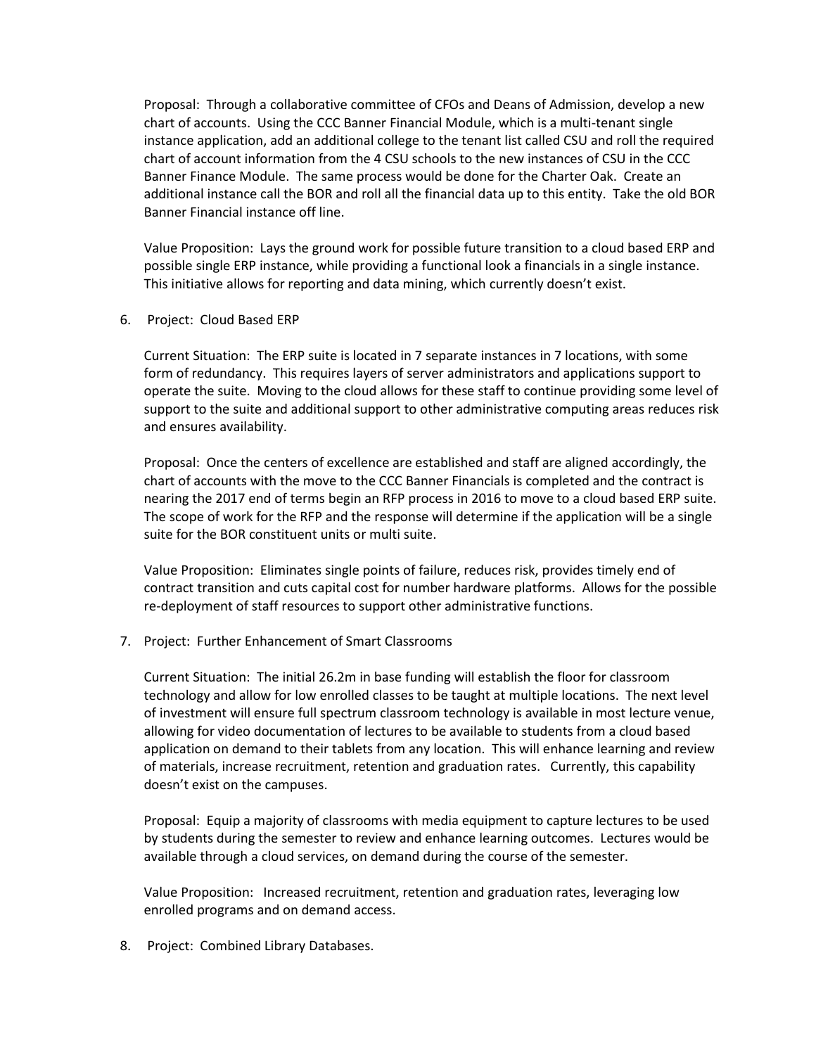Proposal: Through a collaborative committee of CFOs and Deans of Admission, develop a new chart of accounts. Using the CCC Banner Financial Module, which is a multi-tenant single instance application, add an additional college to the tenant list called CSU and roll the required chart of account information from the 4 CSU schools to the new instances of CSU in the CCC Banner Finance Module. The same process would be done for the Charter Oak. Create an additional instance call the BOR and roll all the financial data up to this entity. Take the old BOR Banner Financial instance off line.

Value Proposition: Lays the ground work for possible future transition to a cloud based ERP and possible single ERP instance, while providing a functional look a financials in a single instance. This initiative allows for reporting and data mining, which currently doesn't exist.

6. Project: Cloud Based ERP

   Current Situation: The ERP suite is located in 7 separate instances in 7 locations, with some form of redundancy. This requires layers of server administrators and applications support to operate the suite. Moving to the cloud allows for these staff to continue providing some level of support to the suite and additional support to other administrative computing areas reduces risk and ensures availability.

   Proposal: Once the centers of excellence are established and staff are aligned accordingly, the chart of accounts with the move to the CCC Banner Financials is completed and the contract is nearing the 2017 end of terms begin an RFP process in 2016 to move to a cloud based ERP suite. The scope of work for the RFP and the response will determine if the application will be a single suite for the BOR constituent units or multi suite.

   Value Proposition: Eliminates single points of failure, reduces risk, provides timely end of contract transition and cuts capital cost for number hardware platforms. Allows for the possible re-deployment of staff resources to support other administrative functions.

7. Project: Further Enhancement of Smart Classrooms

   Current Situation: The initial 26.2m in base funding will establish the floor for classroom technology and allow for low enrolled classes to be taught at multiple locations. The next level of investment will ensure full spectrum classroom technology is available in most lecture venue, allowing for video documentation of lectures to be available to students from a cloud based application on demand to their tablets from any location. This will enhance learning and review of materials, increase recruitment, retention and graduation rates. Currently, this capability doesn't exist on the campuses.

   Proposal: Equip a majority of classrooms with media equipment to capture lectures to be used by students during the semester to review and enhance learning outcomes. Lectures would be available through a cloud services, on demand during the course of the semester.

   Value Proposition: Increased recruitment, retention and graduation rates, leveraging low enrolled programs and on demand access.

8. Project: Combined Library Databases.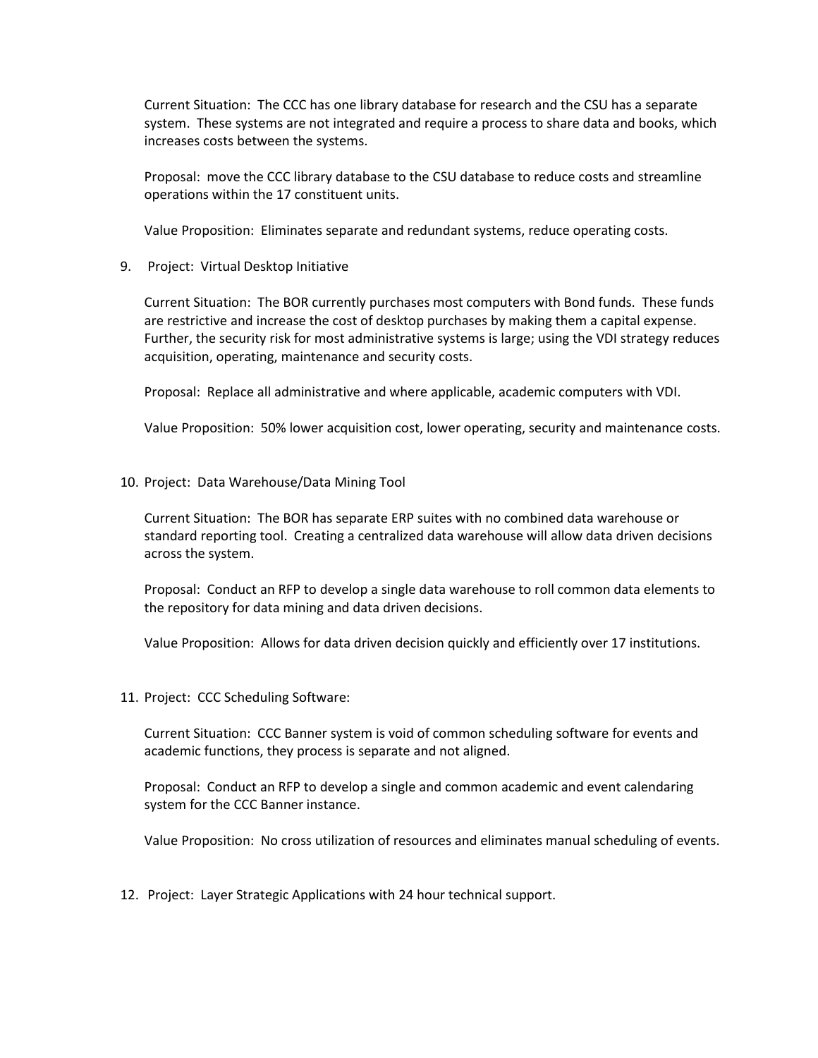Current Situation: The CCC has one library database for research and the CSU has a separate system. These systems are not integrated and require a process to share data and books, which increases costs between the systems.

Proposal: move the CCC library database to the CSU database to reduce costs and streamline operations within the 17 constituent units.

Value Proposition: Eliminates separate and redundant systems, reduce operating costs.

9. Project: Virtual Desktop Initiative

   Current Situation: The BOR currently purchases most computers with Bond funds. These funds are restrictive and increase the cost of desktop purchases by making them a capital expense. Further, the security risk for most administrative systems is large; using the VDI strategy reduces acquisition, operating, maintenance and security costs.

   Proposal: Replace all administrative and where applicable, academic computers with VDI.

   Value Proposition: 50% lower acquisition cost, lower operating, security and maintenance costs.

10. Project: Data Warehouse/Data Mining Tool

    Current Situation: The BOR has separate ERP suites with no combined data warehouse or standard reporting tool. Creating a centralized data warehouse will allow data driven decisions across the system.

    Proposal: Conduct an RFP to develop a single data warehouse to roll common data elements to the repository for data mining and data driven decisions.

    Value Proposition: Allows for data driven decision quickly and efficiently over 17 institutions.

11. Project: CCC Scheduling Software:

    Current Situation: CCC Banner system is void of common scheduling software for events and academic functions, they process is separate and not aligned.

    Proposal: Conduct an RFP to develop a single and common academic and event calendaring system for the CCC Banner instance.

    Value Proposition: No cross utilization of resources and eliminates manual scheduling of events.

12. Project: Layer Strategic Applications with 24 hour technical support.